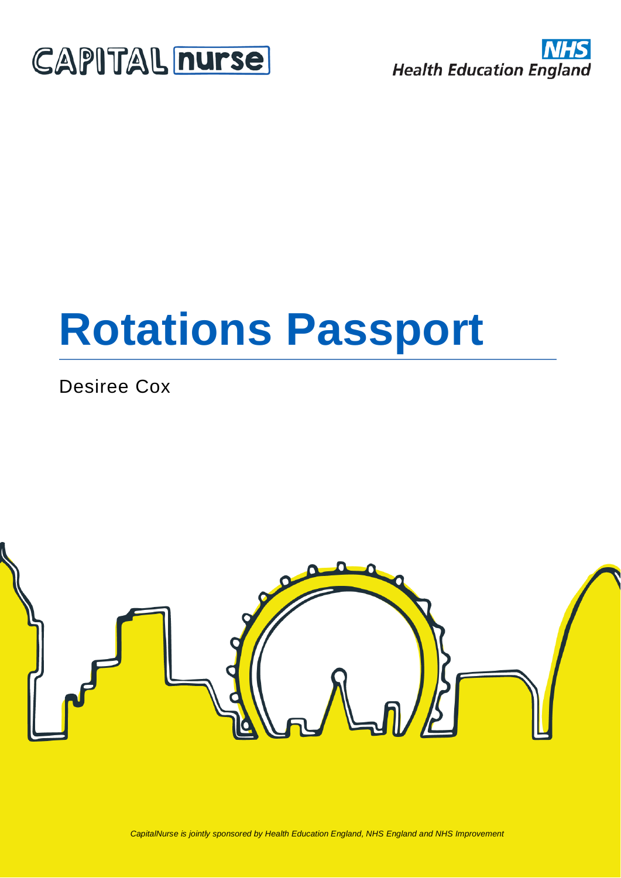CAPITAL nurse

NHS
Health Education England

# Rotations Passport

Desiree Cox

*CapitalNurse is jointly sponsored by Health Education England, NHS England and NHS Improvement*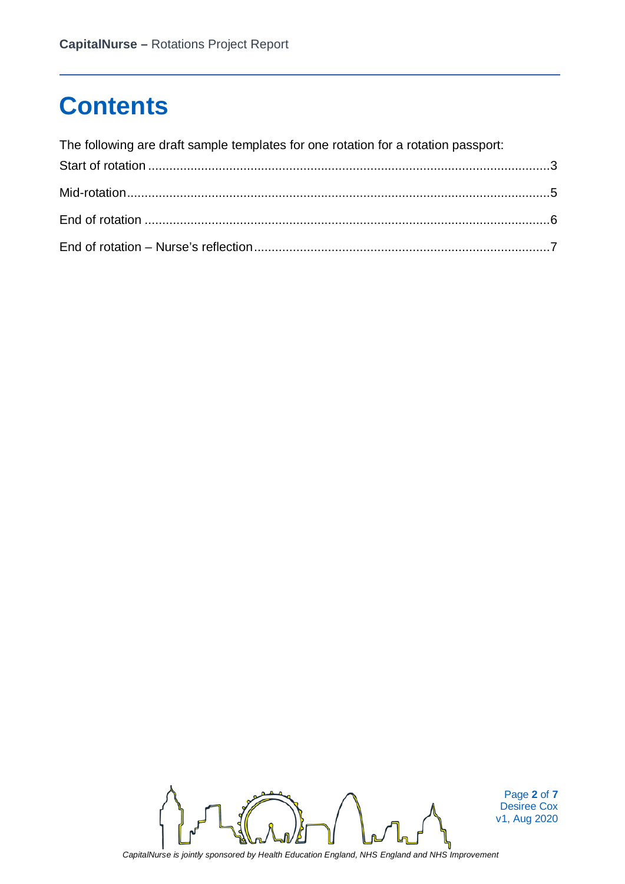# Contents

The following are draft sample templates for one rotation for a rotation passport:

Start of rotation ........................................................................................................3

Mid-rotation...............................................................................................................5

End of rotation ..........................................................................................................6

End of rotation – Nurse's reflection...........................................................................7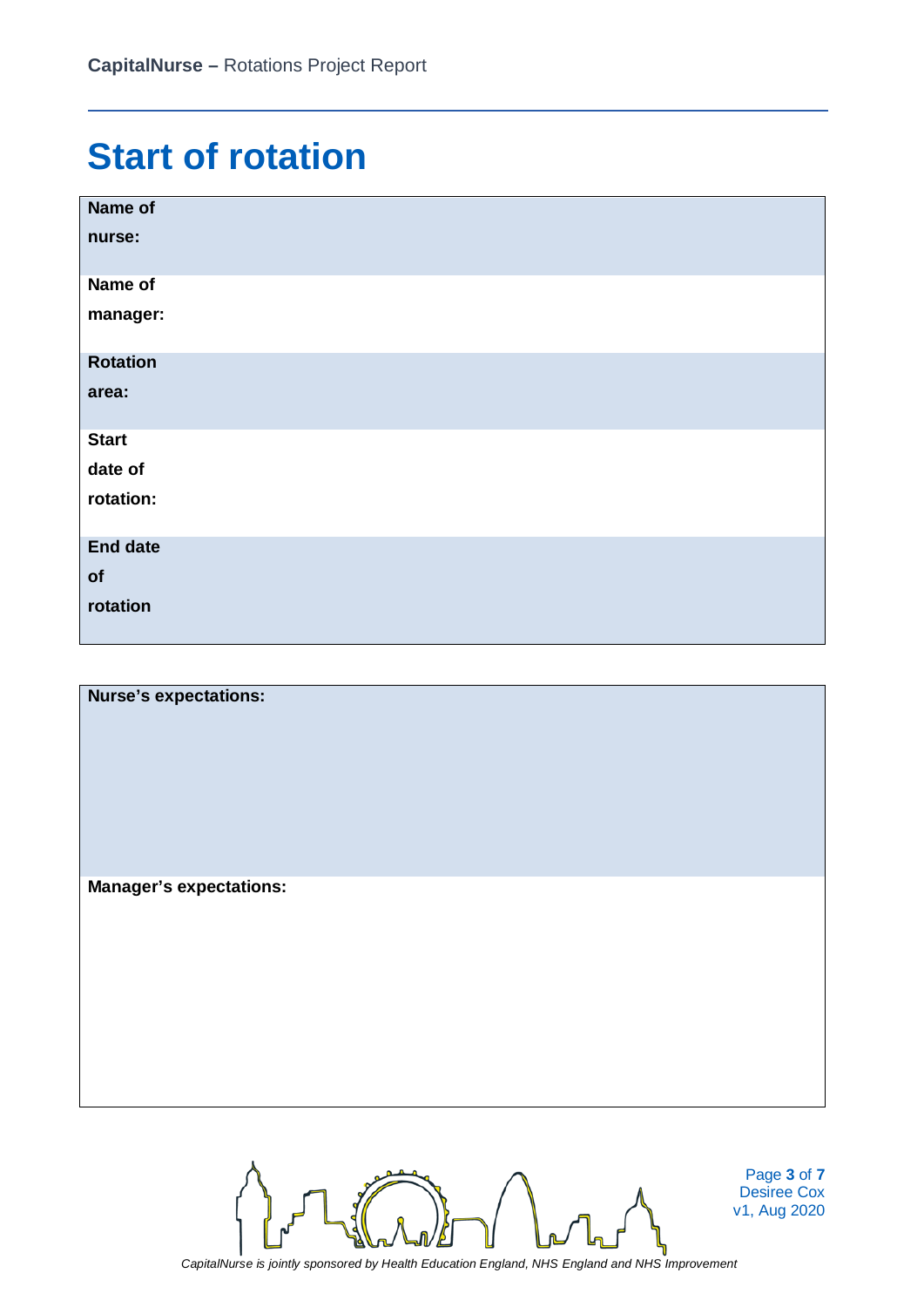# Start of rotation

| **Name of nurse:** | |
|---|---|
| **Name of manager:** | |
| **Rotation area:** | |
| **Start date of rotation:** | |
| **End date of rotation** | |

| **Nurse's expectations:** |
|---|
| |
| **Manager's expectations:** |
| |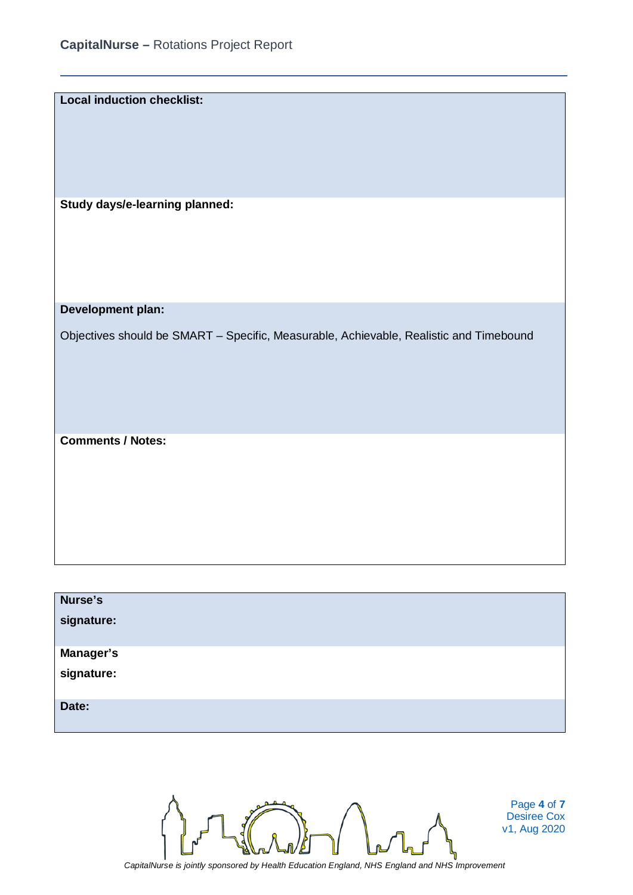**Local induction checklist:**

**Study days/e-learning planned:**

**Development plan:**

Objectives should be SMART – Specific, Measurable, Achievable, Realistic and Timebound

**Comments / Notes:**

| **Nurse's signature:** | |
|---|---|
| **Manager's signature:** | |
| **Date:** | |

*CapitalNurse is jointly sponsored by Health Education England, NHS England and NHS Improvement*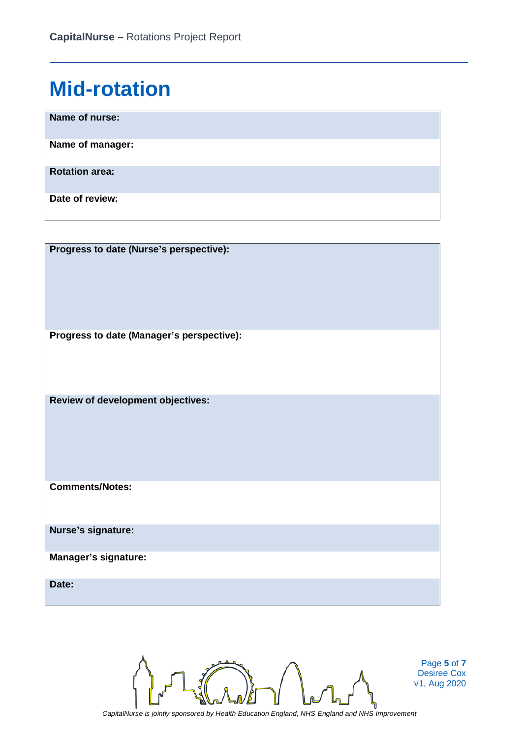# Mid-rotation

| **Name of nurse:** |
|---|
| **Name of manager:** |
| **Rotation area:** |
| **Date of review:** |

| **Progress to date (Nurse's perspective):** |
|---|
| **Progress to date (Manager's perspective):** |
| **Review of development objectives:** |
| **Comments/Notes:** |
| **Nurse's signature:** |
| **Manager's signature:** |
| **Date:** |

*CapitalNurse is jointly sponsored by Health Education England, NHS England and NHS Improvement*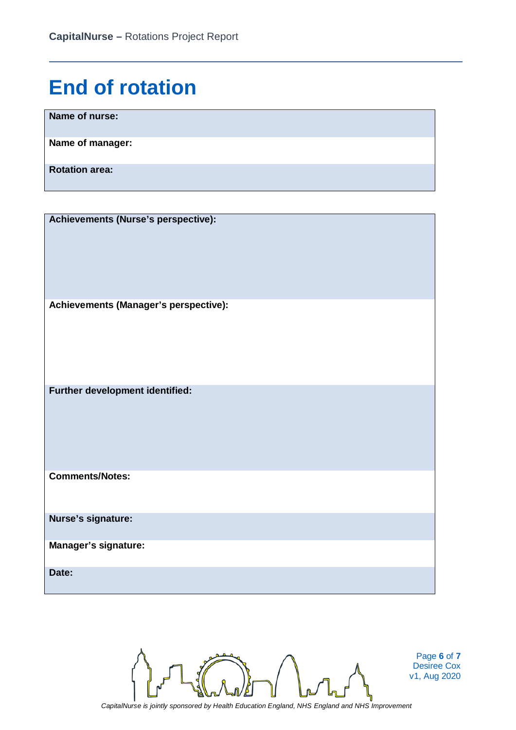# End of rotation

| **Name of nurse:** |
| --- |
| **Name of manager:** |
| **Rotation area:** |

| **Achievements (Nurse's perspective):** |
| --- |
| **Achievements (Manager's perspective):** |
| **Further development identified:** |
| **Comments/Notes:** |
| **Nurse's signature:** |
| **Manager's signature:** |
| **Date:** |

*CapitalNurse is jointly sponsored by Health Education England, NHS England and NHS Improvement*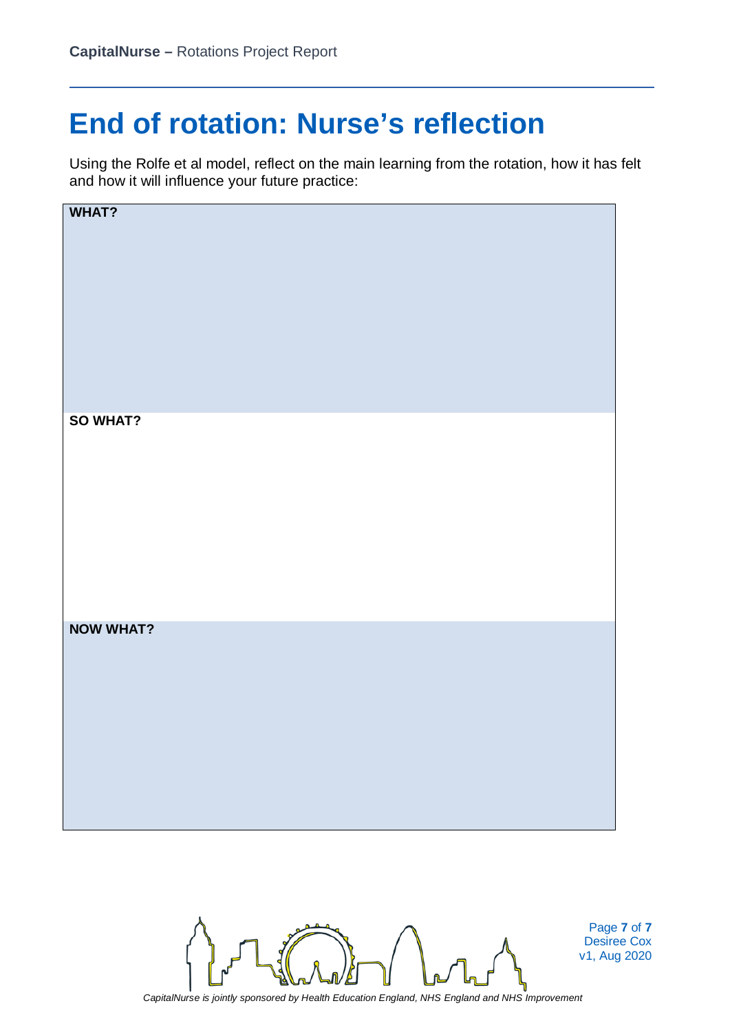# End of rotation: Nurse's reflection

Using the Rolfe et al model, reflect on the main learning from the rotation, how it has felt and how it will influence your future practice:

| |
|---|
| **WHAT?** |
| **SO WHAT?** |
| **NOW WHAT?** |